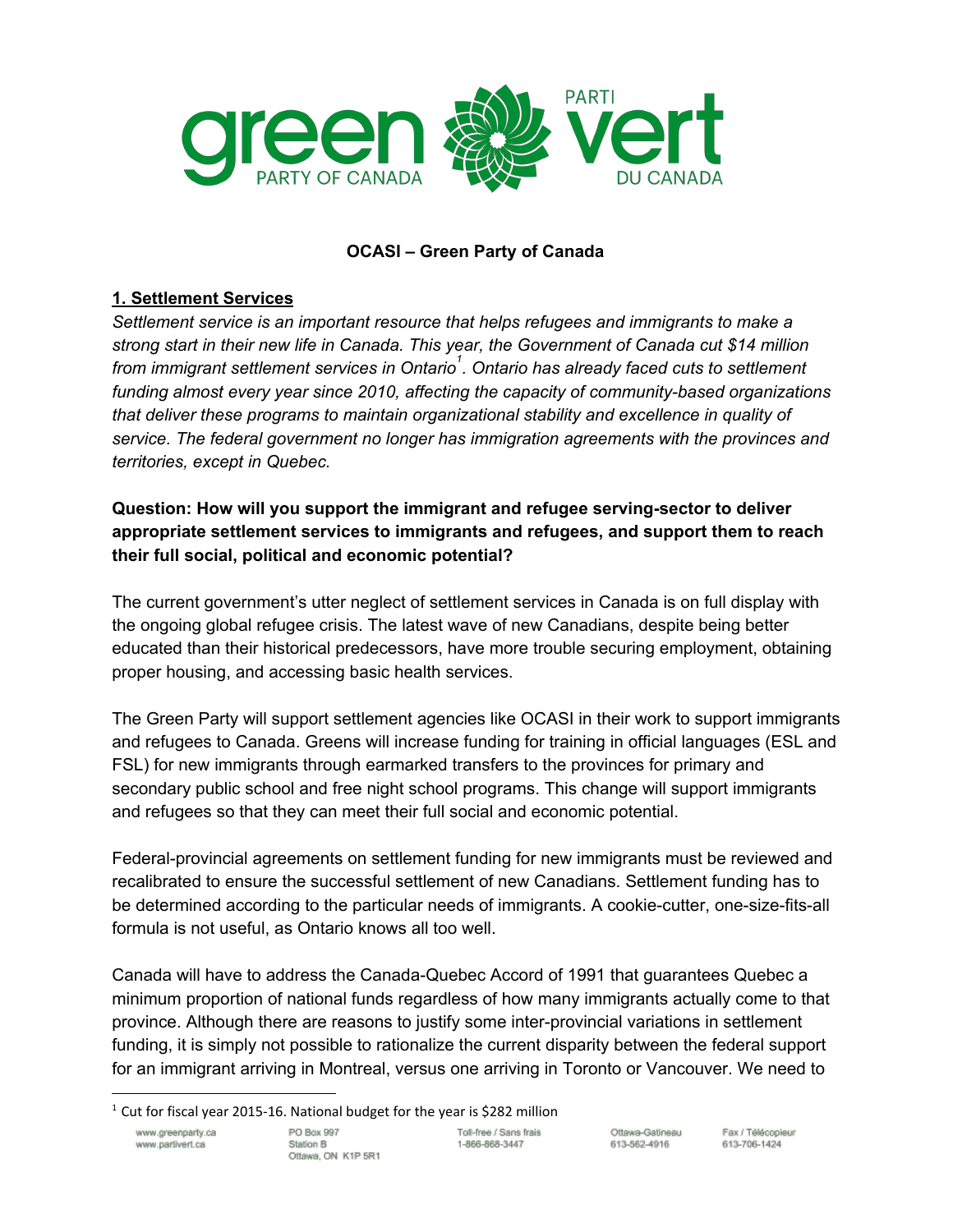**OCASI – Green Party of Canada**

## 1. Settlement Services

*Settlement service is an important resource that helps refugees and immigrants to make a strong start in their new life in Canada. This year, the Government of Canada cut $14 million from immigrant settlement services in Ontario[1]. Ontario has already faced cuts to settlement funding almost every year since 2010, affecting the capacity of community-based organizations that deliver these programs to maintain organizational stability and excellence in quality of service. The federal government no longer has immigration agreements with the provinces and territories, except in Quebec.*

**Question: How will you support the immigrant and refugee serving-sector to deliver appropriate settlement services to immigrants and refugees, and support them to reach their full social, political and economic potential?**

The current government's utter neglect of settlement services in Canada is on full display with the ongoing global refugee crisis. The latest wave of new Canadians, despite being better educated than their historical predecessors, have more trouble securing employment, obtaining proper housing, and accessing basic health services.

The Green Party will support settlement agencies like OCASI in their work to support immigrants and refugees to Canada. Greens will increase funding for training in official languages (ESL and FSL) for new immigrants through earmarked transfers to the provinces for primary and secondary public school and free night school programs. This change will support immigrants and refugees so that they can meet their full social and economic potential.

Federal-provincial agreements on settlement funding for new immigrants must be reviewed and recalibrated to ensure the successful settlement of new Canadians. Settlement funding has to be determined according to the particular needs of immigrants. A cookie-cutter, one-size-fits-all formula is not useful, as Ontario knows all too well.

Canada will have to address the Canada-Quebec Accord of 1991 that guarantees Quebec a minimum proportion of national funds regardless of how many immigrants actually come to that province. Although there are reasons to justify some inter-provincial variations in settlement funding, it is simply not possible to rationalize the current disparity between the federal support for an immigrant arriving in Montreal, versus one arriving in Toronto or Vancouver. We need to

[1] Cut for fiscal year 2015-16. National budget for the year is $282 million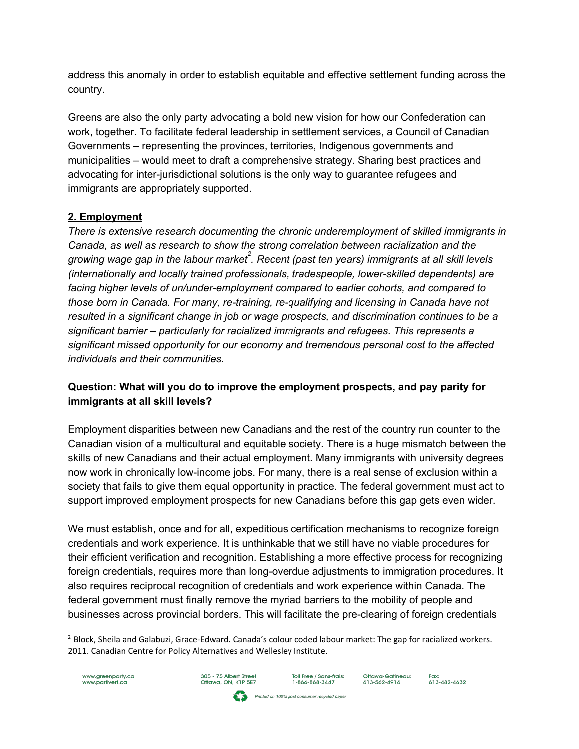address this anomaly in order to establish equitable and effective settlement funding across the country.

Greens are also the only party advocating a bold new vision for how our Confederation can work, together. To facilitate federal leadership in settlement services, a Council of Canadian Governments – representing the provinces, territories, Indigenous governments and municipalities – would meet to draft a comprehensive strategy. Sharing best practices and advocating for inter-jurisdictional solutions is the only way to guarantee refugees and immigrants are appropriately supported.

## 2. Employment

*There is extensive research documenting the chronic underemployment of skilled immigrants in Canada, as well as research to show the strong correlation between racialization and the growing wage gap in the labour market[2]. Recent (past ten years) immigrants at all skill levels (internationally and locally trained professionals, tradespeople, lower-skilled dependents) are facing higher levels of un/under-employment compared to earlier cohorts, and compared to those born in Canada. For many, re-training, re-qualifying and licensing in Canada have not resulted in a significant change in job or wage prospects, and discrimination continues to be a significant barrier – particularly for racialized immigrants and refugees. This represents a significant missed opportunity for our economy and tremendous personal cost to the affected individuals and their communities.*

**Question: What will you do to improve the employment prospects, and pay parity for immigrants at all skill levels?**

Employment disparities between new Canadians and the rest of the country run counter to the Canadian vision of a multicultural and equitable society. There is a huge mismatch between the skills of new Canadians and their actual employment. Many immigrants with university degrees now work in chronically low-income jobs. For many, there is a real sense of exclusion within a society that fails to give them equal opportunity in practice. The federal government must act to support improved employment prospects for new Canadians before this gap gets even wider.

We must establish, once and for all, expeditious certification mechanisms to recognize foreign credentials and work experience. It is unthinkable that we still have no viable procedures for their efficient verification and recognition. Establishing a more effective process for recognizing foreign credentials, requires more than long-overdue adjustments to immigration procedures. It also requires reciprocal recognition of credentials and work experience within Canada. The federal government must finally remove the myriad barriers to the mobility of people and businesses across provincial borders. This will facilitate the pre-clearing of foreign credentials

[2] Block, Sheila and Galabuzi, Grace-Edward. Canada's colour coded labour market: The gap for racialized workers. 2011. Canadian Centre for Policy Alternatives and Wellesley Institute.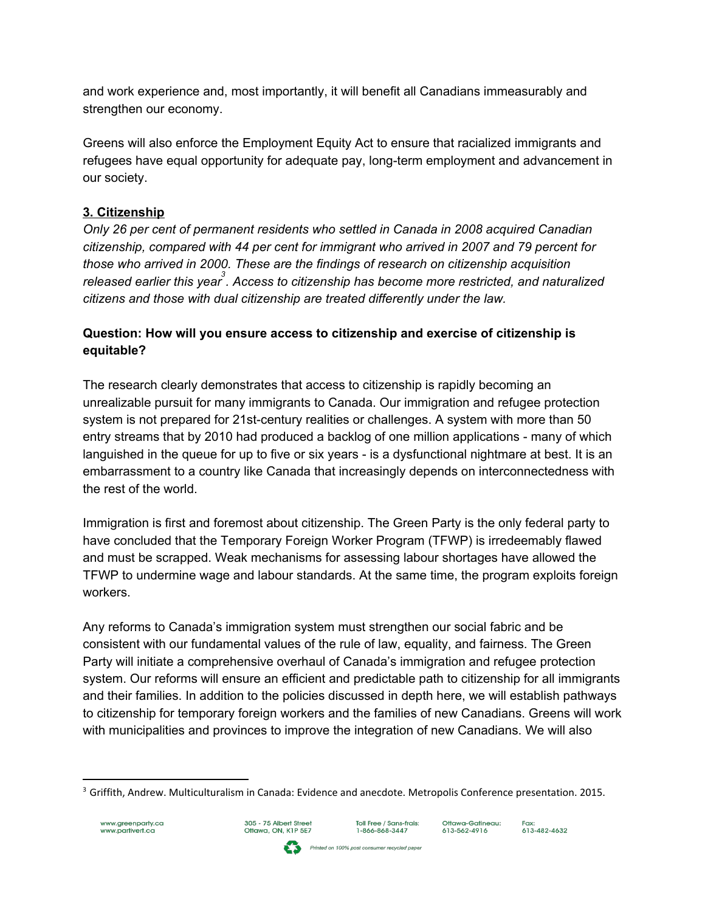and work experience and, most importantly, it will benefit all Canadians immeasurably and strengthen our economy.

Greens will also enforce the Employment Equity Act to ensure that racialized immigrants and refugees have equal opportunity for adequate pay, long-term employment and advancement in our society.

## 3. Citizenship

*Only 26 per cent of permanent residents who settled in Canada in 2008 acquired Canadian citizenship, compared with 44 per cent for immigrant who arrived in 2007 and 79 percent for those who arrived in 2000. These are the findings of research on citizenship acquisition released earlier this year[3]. Access to citizenship has become more restricted, and naturalized citizens and those with dual citizenship are treated differently under the law.*

**Question: How will you ensure access to citizenship and exercise of citizenship is equitable?**

The research clearly demonstrates that access to citizenship is rapidly becoming an unrealizable pursuit for many immigrants to Canada. Our immigration and refugee protection system is not prepared for 21st-century realities or challenges. A system with more than 50 entry streams that by 2010 had produced a backlog of one million applications - many of which languished in the queue for up to five or six years - is a dysfunctional nightmare at best. It is an embarrassment to a country like Canada that increasingly depends on interconnectedness with the rest of the world.

Immigration is first and foremost about citizenship. The Green Party is the only federal party to have concluded that the Temporary Foreign Worker Program (TFWP) is irredeemably flawed and must be scrapped. Weak mechanisms for assessing labour shortages have allowed the TFWP to undermine wage and labour standards. At the same time, the program exploits foreign workers.

Any reforms to Canada's immigration system must strengthen our social fabric and be consistent with our fundamental values of the rule of law, equality, and fairness. The Green Party will initiate a comprehensive overhaul of Canada's immigration and refugee protection system. Our reforms will ensure an efficient and predictable path to citizenship for all immigrants and their families. In addition to the policies discussed in depth here, we will establish pathways to citizenship for temporary foreign workers and the families of new Canadians. Greens will work with municipalities and provinces to improve the integration of new Canadians. We will also

[3] Griffith, Andrew. Multiculturalism in Canada: Evidence and anecdote. Metropolis Conference presentation. 2015.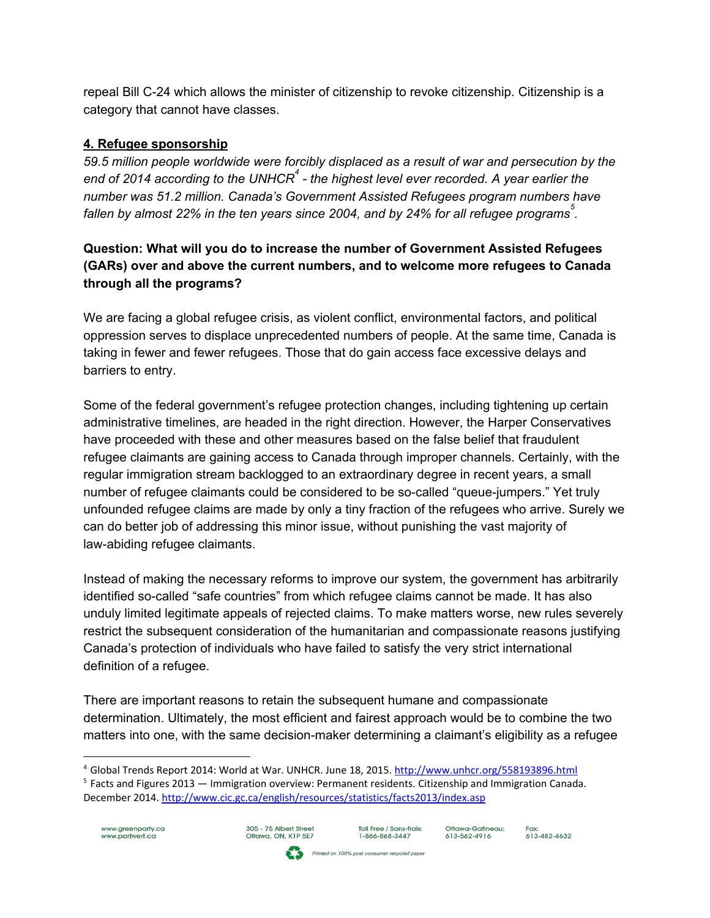repeal Bill C-24 which allows the minister of citizenship to revoke citizenship. Citizenship is a category that cannot have classes.

## 4. Refugee sponsorship

*59.5 million people worldwide were forcibly displaced as a result of war and persecution by the end of 2014 according to the UNHCR[4] - the highest level ever recorded. A year earlier the number was 51.2 million. Canada's Government Assisted Refugees program numbers have fallen by almost 22% in the ten years since 2004, and by 24% for all refugee programs[5].*

**Question: What will you do to increase the number of Government Assisted Refugees (GARs) over and above the current numbers, and to welcome more refugees to Canada through all the programs?**

We are facing a global refugee crisis, as violent conflict, environmental factors, and political oppression serves to displace unprecedented numbers of people. At the same time, Canada is taking in fewer and fewer refugees. Those that do gain access face excessive delays and barriers to entry.

Some of the federal government's refugee protection changes, including tightening up certain administrative timelines, are headed in the right direction. However, the Harper Conservatives have proceeded with these and other measures based on the false belief that fraudulent refugee claimants are gaining access to Canada through improper channels. Certainly, with the regular immigration stream backlogged to an extraordinary degree in recent years, a small number of refugee claimants could be considered to be so-called "queue-jumpers." Yet truly unfounded refugee claims are made by only a tiny fraction of the refugees who arrive. Surely we can do better job of addressing this minor issue, without punishing the vast majority of law-abiding refugee claimants.

Instead of making the necessary reforms to improve our system, the government has arbitrarily identified so-called "safe countries" from which refugee claims cannot be made. It has also unduly limited legitimate appeals of rejected claims. To make matters worse, new rules severely restrict the subsequent consideration of the humanitarian and compassionate reasons justifying Canada's protection of individuals who have failed to satisfy the very strict international definition of a refugee.

There are important reasons to retain the subsequent humane and compassionate determination. Ultimately, the most efficient and fairest approach would be to combine the two matters into one, with the same decision-maker determining a claimant's eligibility as a refugee

---

[4] Global Trends Report 2014: World at War. UNHCR. June 18, 2015. http://www.unhcr.org/558193896.html

[5] Facts and Figures 2013 — Immigration overview: Permanent residents. Citizenship and Immigration Canada. December 2014. http://www.cic.gc.ca/english/resources/statistics/facts2013/index.asp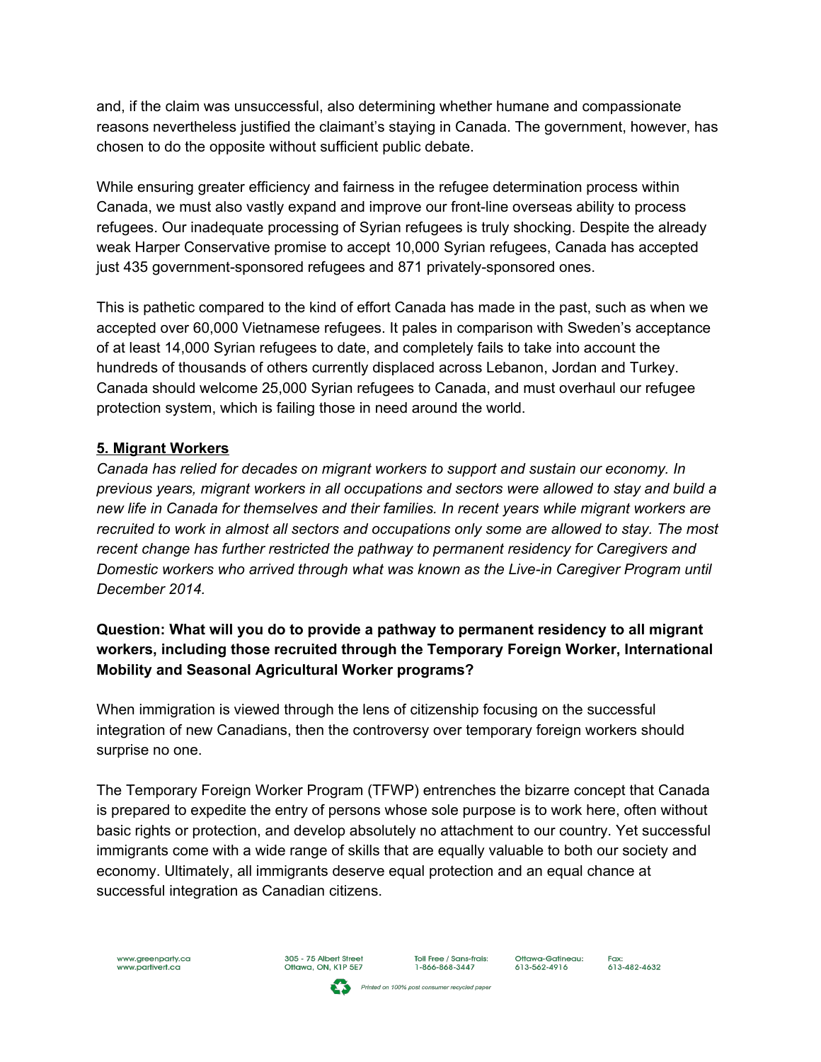and, if the claim was unsuccessful, also determining whether humane and compassionate reasons nevertheless justified the claimant's staying in Canada. The government, however, has chosen to do the opposite without sufficient public debate.

While ensuring greater efficiency and fairness in the refugee determination process within Canada, we must also vastly expand and improve our front-line overseas ability to process refugees. Our inadequate processing of Syrian refugees is truly shocking. Despite the already weak Harper Conservative promise to accept 10,000 Syrian refugees, Canada has accepted just 435 government-sponsored refugees and 871 privately-sponsored ones.

This is pathetic compared to the kind of effort Canada has made in the past, such as when we accepted over 60,000 Vietnamese refugees. It pales in comparison with Sweden's acceptance of at least 14,000 Syrian refugees to date, and completely fails to take into account the hundreds of thousands of others currently displaced across Lebanon, Jordan and Turkey. Canada should welcome 25,000 Syrian refugees to Canada, and must overhaul our refugee protection system, which is failing those in need around the world.

## 5. Migrant Workers

*Canada has relied for decades on migrant workers to support and sustain our economy. In previous years, migrant workers in all occupations and sectors were allowed to stay and build a new life in Canada for themselves and their families. In recent years while migrant workers are recruited to work in almost all sectors and occupations only some are allowed to stay. The most recent change has further restricted the pathway to permanent residency for Caregivers and Domestic workers who arrived through what was known as the Live-in Caregiver Program until December 2014.*

**Question: What will you do to provide a pathway to permanent residency to all migrant workers, including those recruited through the Temporary Foreign Worker, International Mobility and Seasonal Agricultural Worker programs?**

When immigration is viewed through the lens of citizenship focusing on the successful integration of new Canadians, then the controversy over temporary foreign workers should surprise no one.

The Temporary Foreign Worker Program (TFWP) entrenches the bizarre concept that Canada is prepared to expedite the entry of persons whose sole purpose is to work here, often without basic rights or protection, and develop absolutely no attachment to our country. Yet successful immigrants come with a wide range of skills that are equally valuable to both our society and economy. Ultimately, all immigrants deserve equal protection and an equal chance at successful integration as Canadian citizens.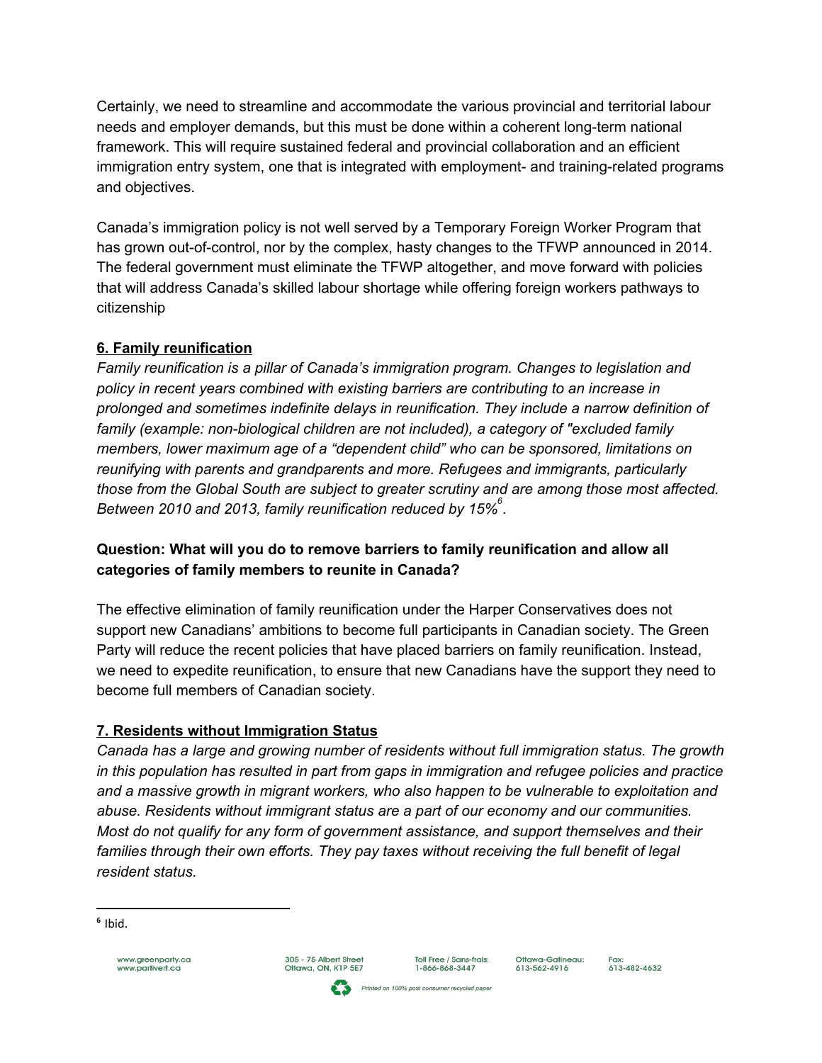Certainly, we need to streamline and accommodate the various provincial and territorial labour needs and employer demands, but this must be done within a coherent long-term national framework. This will require sustained federal and provincial collaboration and an efficient immigration entry system, one that is integrated with employment- and training-related programs and objectives.

Canada's immigration policy is not well served by a Temporary Foreign Worker Program that has grown out-of-control, nor by the complex, hasty changes to the TFWP announced in 2014. The federal government must eliminate the TFWP altogether, and move forward with policies that will address Canada's skilled labour shortage while offering foreign workers pathways to citizenship

## 6. Family reunification

*Family reunification is a pillar of Canada's immigration program. Changes to legislation and policy in recent years combined with existing barriers are contributing to an increase in prolonged and sometimes indefinite delays in reunification. They include a narrow definition of family (example: non-biological children are not included), a category of "excluded family members, lower maximum age of a "dependent child" who can be sponsored, limitations on reunifying with parents and grandparents and more. Refugees and immigrants, particularly those from the Global South are subject to greater scrutiny and are among those most affected. Between 2010 and 2013, family reunification reduced by 15%[6].*

**Question: What will you do to remove barriers to family reunification and allow all categories of family members to reunite in Canada?**

The effective elimination of family reunification under the Harper Conservatives does not support new Canadians' ambitions to become full participants in Canadian society. The Green Party will reduce the recent policies that have placed barriers on family reunification. Instead, we need to expedite reunification, to ensure that new Canadians have the support they need to become full members of Canadian society.

## 7. Residents without Immigration Status

*Canada has a large and growing number of residents without full immigration status. The growth in this population has resulted in part from gaps in immigration and refugee policies and practice and a massive growth in migrant workers, who also happen to be vulnerable to exploitation and abuse. Residents without immigrant status are a part of our economy and our communities. Most do not qualify for any form of government assistance, and support themselves and their families through their own efforts. They pay taxes without receiving the full benefit of legal resident status.*

[6] Ibid.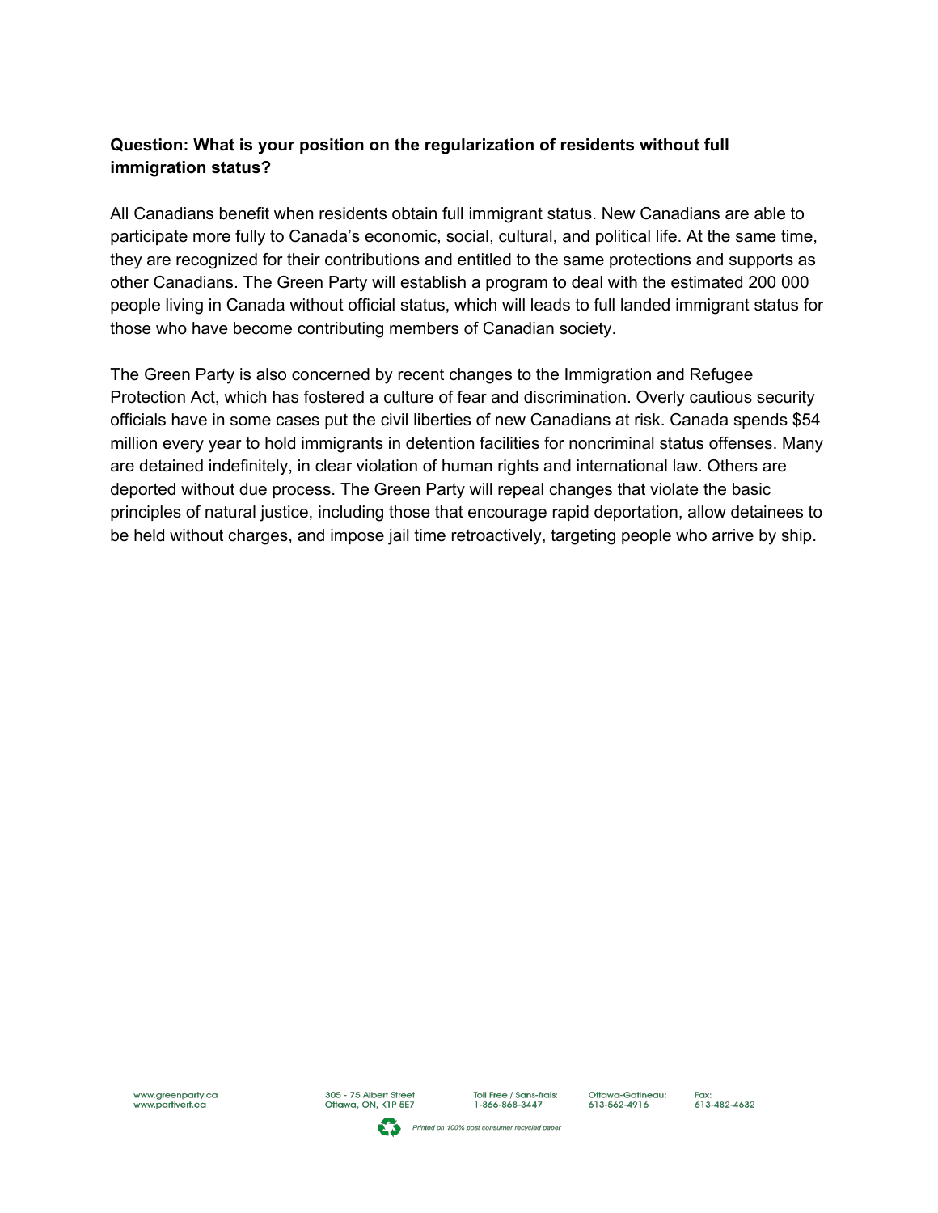**Question: What is your position on the regularization of residents without full immigration status?**

All Canadians benefit when residents obtain full immigrant status. New Canadians are able to participate more fully to Canada's economic, social, cultural, and political life. At the same time, they are recognized for their contributions and entitled to the same protections and supports as other Canadians. The Green Party will establish a program to deal with the estimated 200 000 people living in Canada without official status, which will leads to full landed immigrant status for those who have become contributing members of Canadian society.

The Green Party is also concerned by recent changes to the Immigration and Refugee Protection Act, which has fostered a culture of fear and discrimination. Overly cautious security officials have in some cases put the civil liberties of new Canadians at risk. Canada spends $54 million every year to hold immigrants in detention facilities for noncriminal status offenses. Many are detained indefinitely, in clear violation of human rights and international law. Others are deported without due process. The Green Party will repeal changes that violate the basic principles of natural justice, including those that encourage rapid deportation, allow detainees to be held without charges, and impose jail time retroactively, targeting people who arrive by ship.